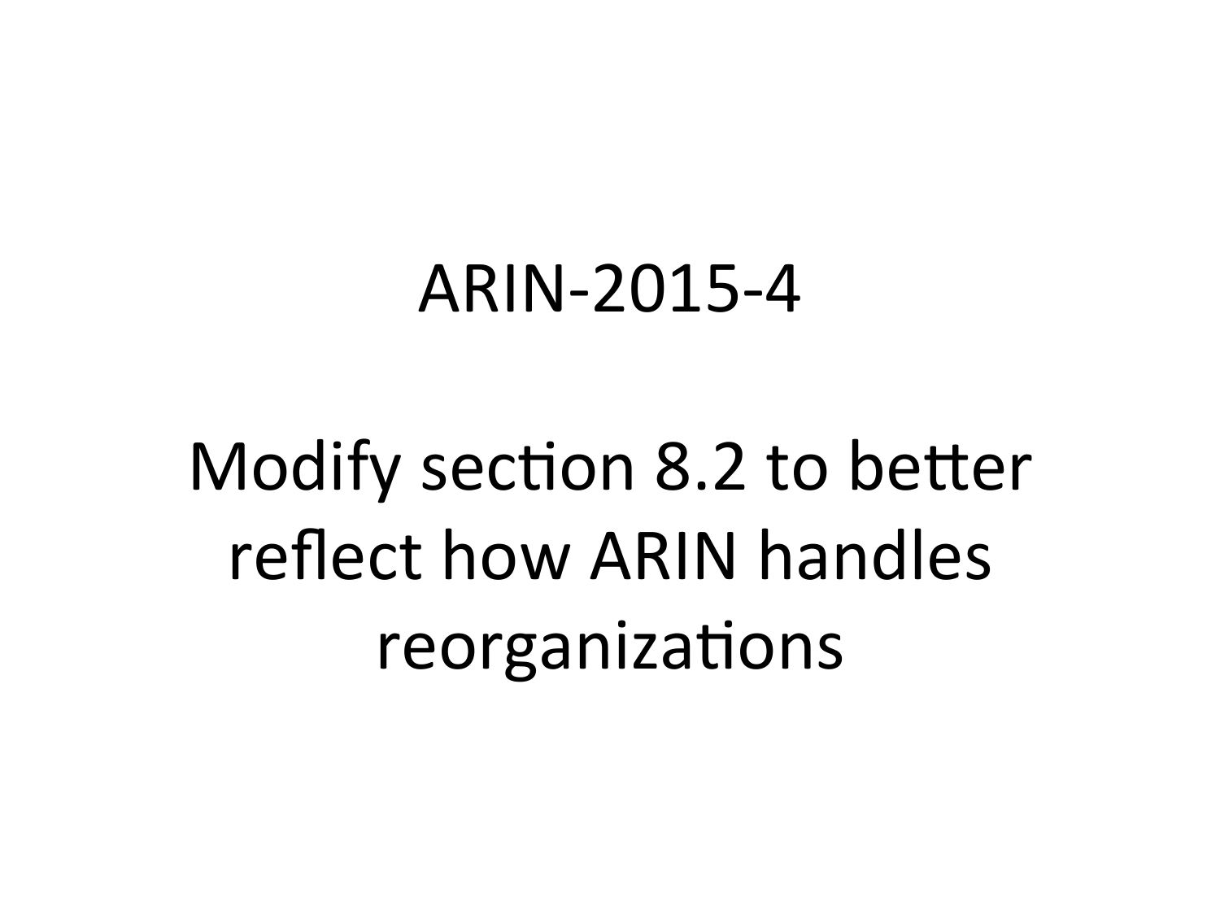# ARIN-2015-4

## Modify section 8.2 to better reflect how ARIN handles reorganizations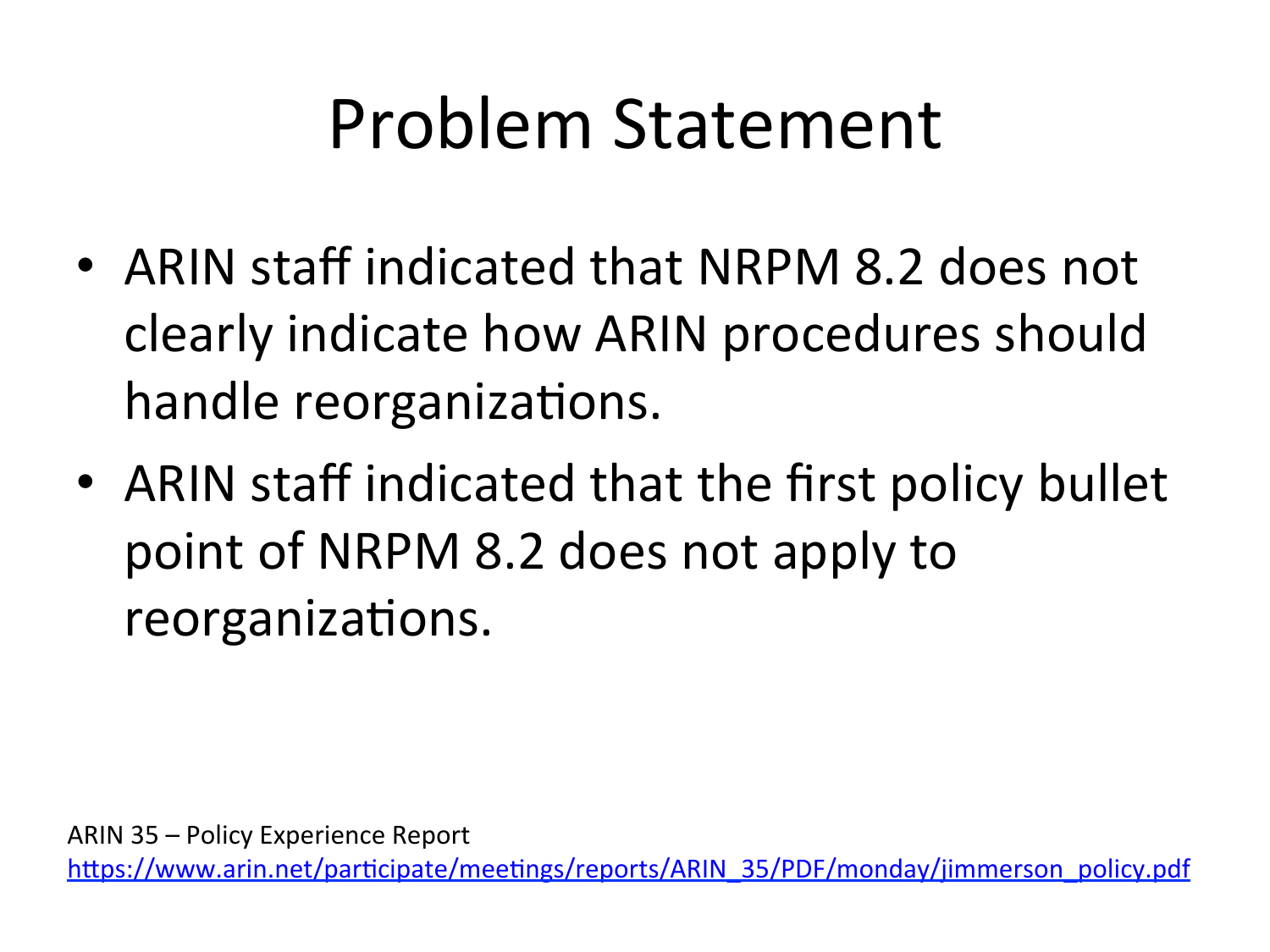# Problem Statement

- ARIN staff indicated that NRPM 8.2 does not clearly indicate how ARIN procedures should handle reorganizations.
- ARIN staff indicated that the first policy bullet point of NRPM 8.2 does not apply to reorganizations.

ARIN 35 – Policy Experience Report
https://www.arin.net/participate/meetings/reports/ARIN_35/PDF/monday/jimmerson_policy.pdf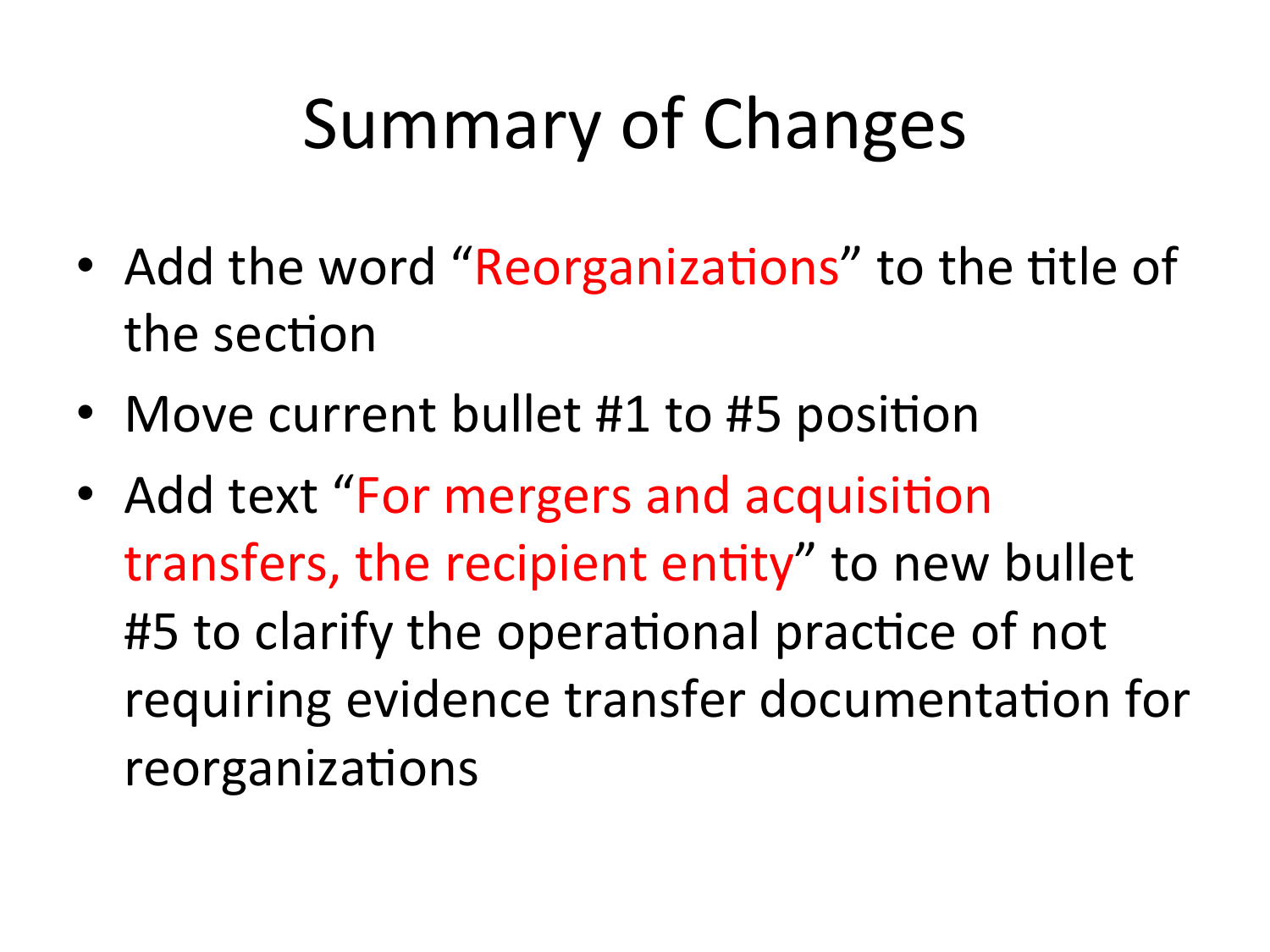# Summary of Changes

- Add the word "Reorganizations" to the title of the section
- Move current bullet #1 to #5 position
- Add text "For mergers and acquisition transfers, the recipient entity" to new bullet #5 to clarify the operational practice of not requiring evidence transfer documentation for reorganizations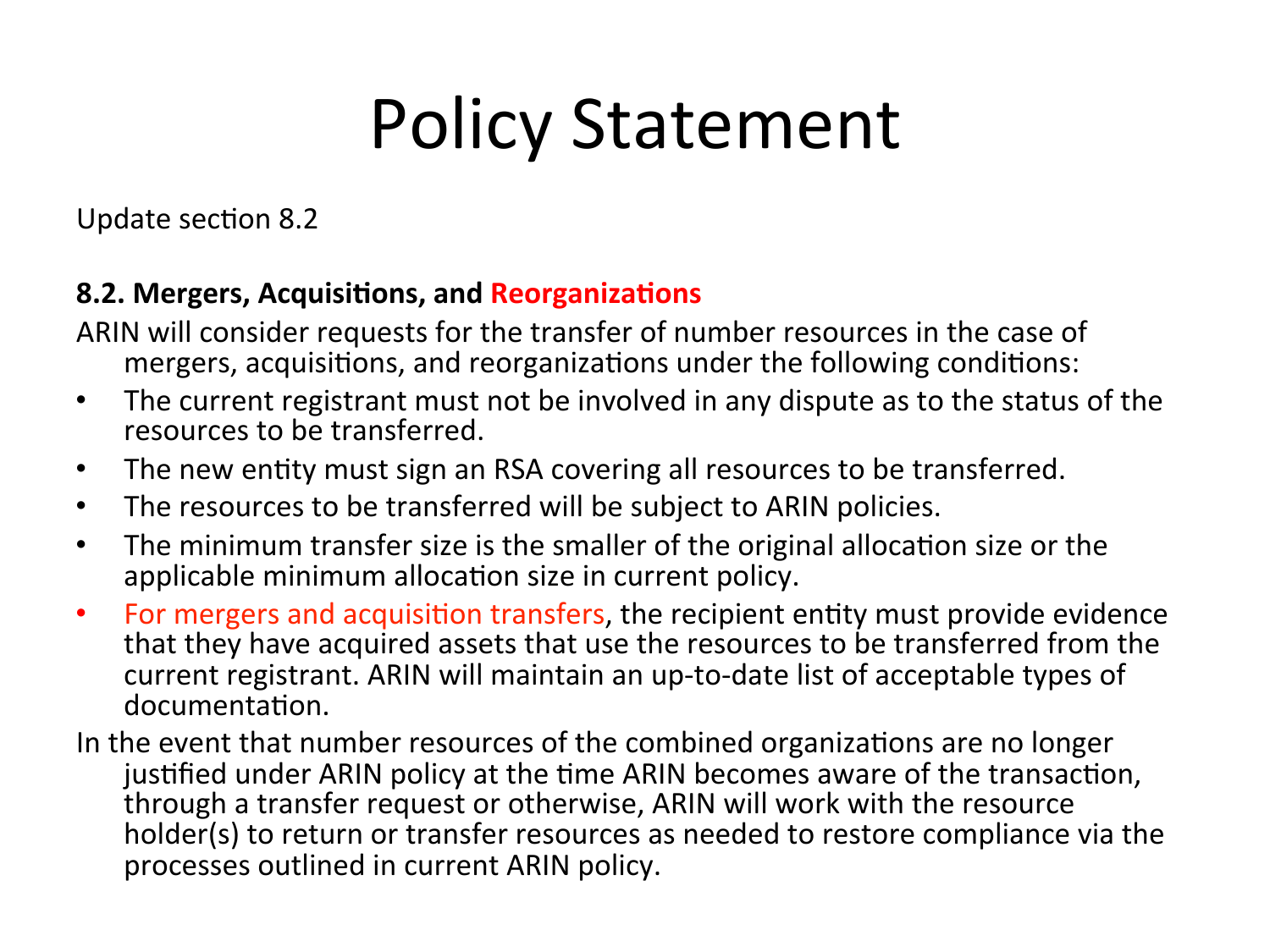# Policy Statement

Update section 8.2

**8.2. Mergers, Acquisitions, and Reorganizations**

ARIN will consider requests for the transfer of number resources in the case of mergers, acquisitions, and reorganizations under the following conditions:

- The current registrant must not be involved in any dispute as to the status of the resources to be transferred.
- The new entity must sign an RSA covering all resources to be transferred.
- The resources to be transferred will be subject to ARIN policies.
- The minimum transfer size is the smaller of the original allocation size or the applicable minimum allocation size in current policy.
- For mergers and acquisition transfers, the recipient entity must provide evidence that they have acquired assets that use the resources to be transferred from the current registrant. ARIN will maintain an up-to-date list of acceptable types of documentation.

In the event that number resources of the combined organizations are no longer justified under ARIN policy at the time ARIN becomes aware of the transaction, through a transfer request or otherwise, ARIN will work with the resource holder(s) to return or transfer resources as needed to restore compliance via the processes outlined in current ARIN policy.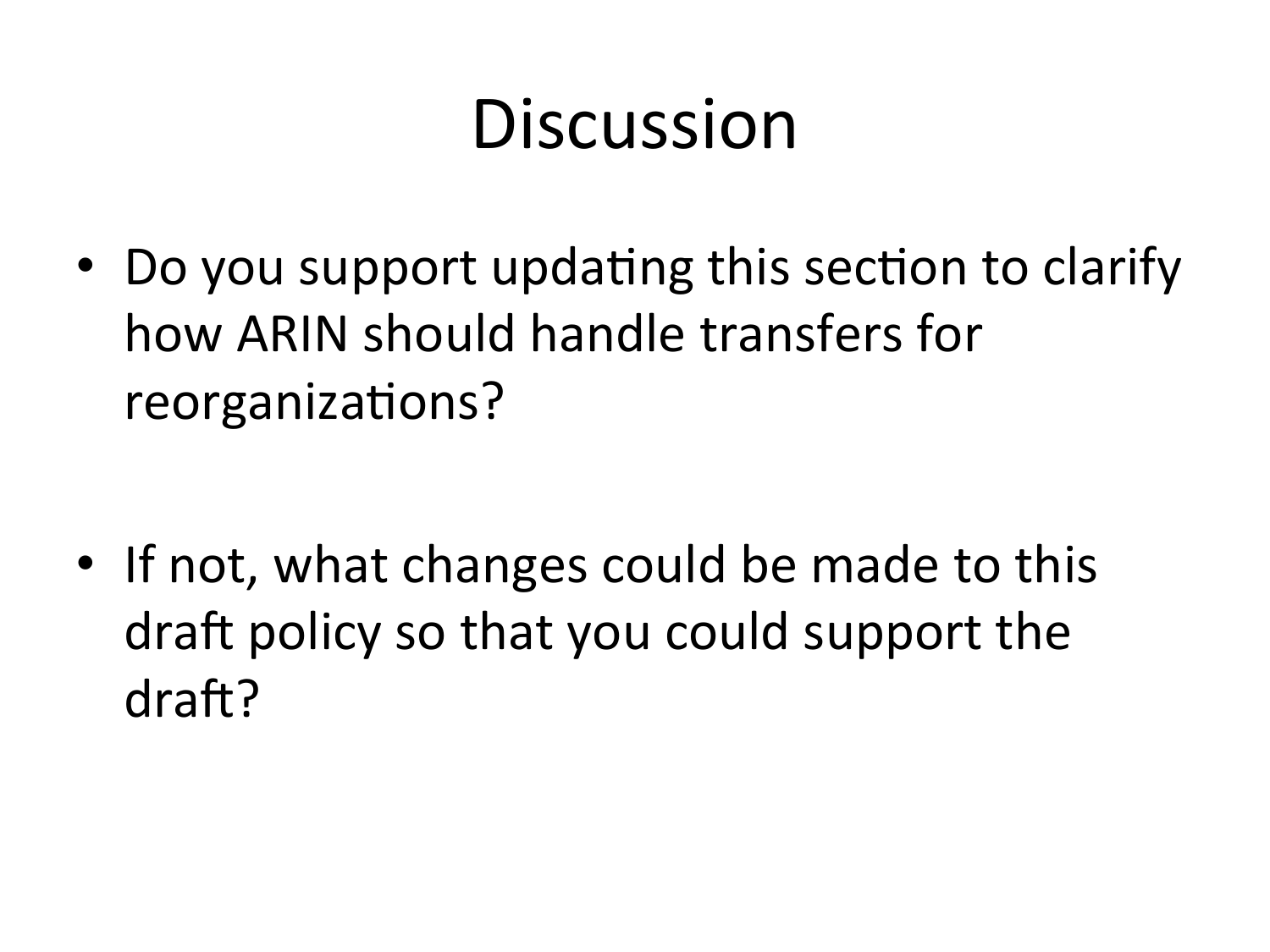# Discussion

- Do you support updating this section to clarify how ARIN should handle transfers for reorganizations?
- If not, what changes could be made to this draft policy so that you could support the draft?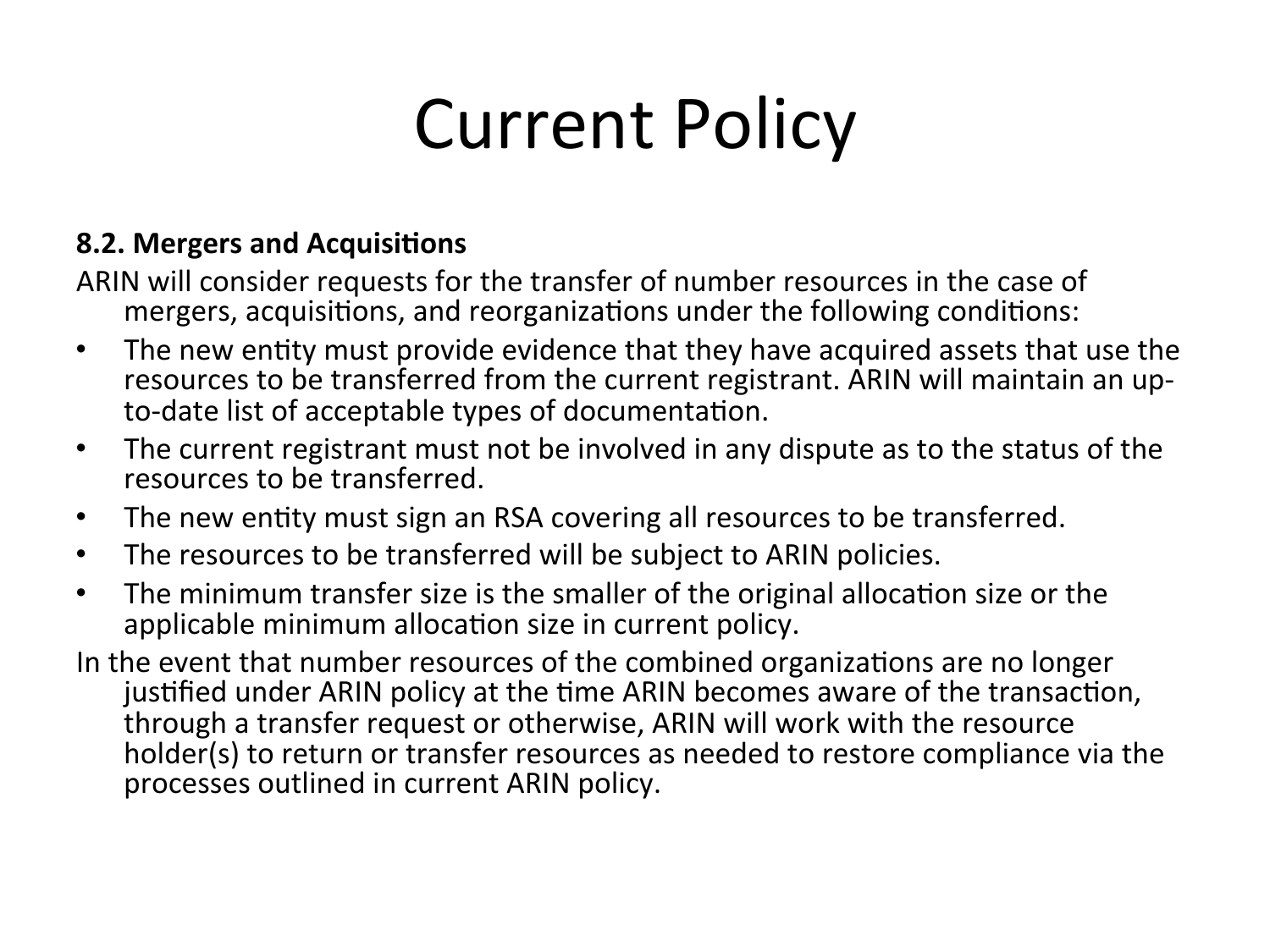# Current Policy

**8.2. Mergers and Acquisitions**

ARIN will consider requests for the transfer of number resources in the case of mergers, acquisitions, and reorganizations under the following conditions:

- The new entity must provide evidence that they have acquired assets that use the resources to be transferred from the current registrant. ARIN will maintain an up-to-date list of acceptable types of documentation.
- The current registrant must not be involved in any dispute as to the status of the resources to be transferred.
- The new entity must sign an RSA covering all resources to be transferred.
- The resources to be transferred will be subject to ARIN policies.
- The minimum transfer size is the smaller of the original allocation size or the applicable minimum allocation size in current policy.

In the event that number resources of the combined organizations are no longer justified under ARIN policy at the time ARIN becomes aware of the transaction, through a transfer request or otherwise, ARIN will work with the resource holder(s) to return or transfer resources as needed to restore compliance via the processes outlined in current ARIN policy.